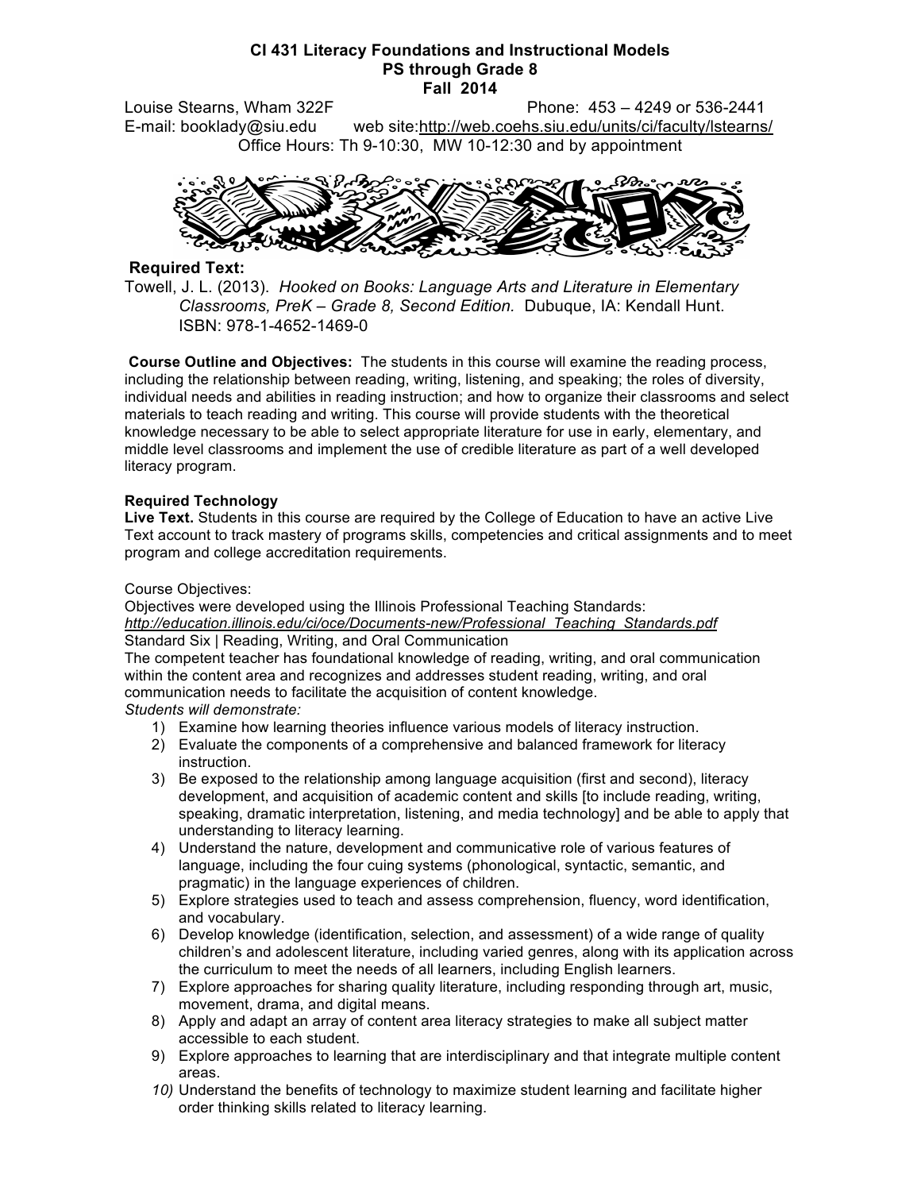# CI 431 Literacy Foundations and Instructional Models
## PS through Grade 8
## Fall 2014

Louise Stearns, Wham 322F Phone: 453 – 4249 or 536-2441
E-mail: booklady@siu.edu web site:http://web.coehs.siu.edu/units/ci/faculty/lstearns/
Office Hours: Th 9-10:30, MW 10-12:30 and by appointment

**Required Text:**

Towell, J. L. (2013). *Hooked on Books: Language Arts and Literature in Elementary Classrooms, PreK – Grade 8, Second Edition.* Dubuque, IA: Kendall Hunt. ISBN: 978-1-4652-1469-0

**Course Outline and Objectives:** The students in this course will examine the reading process, including the relationship between reading, writing, listening, and speaking; the roles of diversity, individual needs and abilities in reading instruction; and how to organize their classrooms and select materials to teach reading and writing. This course will provide students with the theoretical knowledge necessary to be able to select appropriate literature for use in early, elementary, and middle level classrooms and implement the use of credible literature as part of a well developed literacy program.

**Required Technology**

**Live Text.** Students in this course are required by the College of Education to have an active Live Text account to track mastery of programs skills, competencies and critical assignments and to meet program and college accreditation requirements.

Course Objectives:

Objectives were developed using the Illinois Professional Teaching Standards:
*http://education.illinois.edu/ci/oce/Documents-new/Professional_Teaching_Standards.pdf*
Standard Six | Reading, Writing, and Oral Communication
The competent teacher has foundational knowledge of reading, writing, and oral communication within the content area and recognizes and addresses student reading, writing, and oral communication needs to facilitate the acquisition of content knowledge.
*Students will demonstrate:*

1) Examine how learning theories influence various models of literacy instruction.
2) Evaluate the components of a comprehensive and balanced framework for literacy instruction.
3) Be exposed to the relationship among language acquisition (first and second), literacy development, and acquisition of academic content and skills [to include reading, writing, speaking, dramatic interpretation, listening, and media technology] and be able to apply that understanding to literacy learning.
4) Understand the nature, development and communicative role of various features of language, including the four cuing systems (phonological, syntactic, semantic, and pragmatic) in the language experiences of children.
5) Explore strategies used to teach and assess comprehension, fluency, word identification, and vocabulary.
6) Develop knowledge (identification, selection, and assessment) of a wide range of quality children's and adolescent literature, including varied genres, along with its application across the curriculum to meet the needs of all learners, including English learners.
7) Explore approaches for sharing quality literature, including responding through art, music, movement, drama, and digital means.
8) Apply and adapt an array of content area literacy strategies to make all subject matter accessible to each student.
9) Explore approaches to learning that are interdisciplinary and that integrate multiple content areas.
10) Understand the benefits of technology to maximize student learning and facilitate higher order thinking skills related to literacy learning.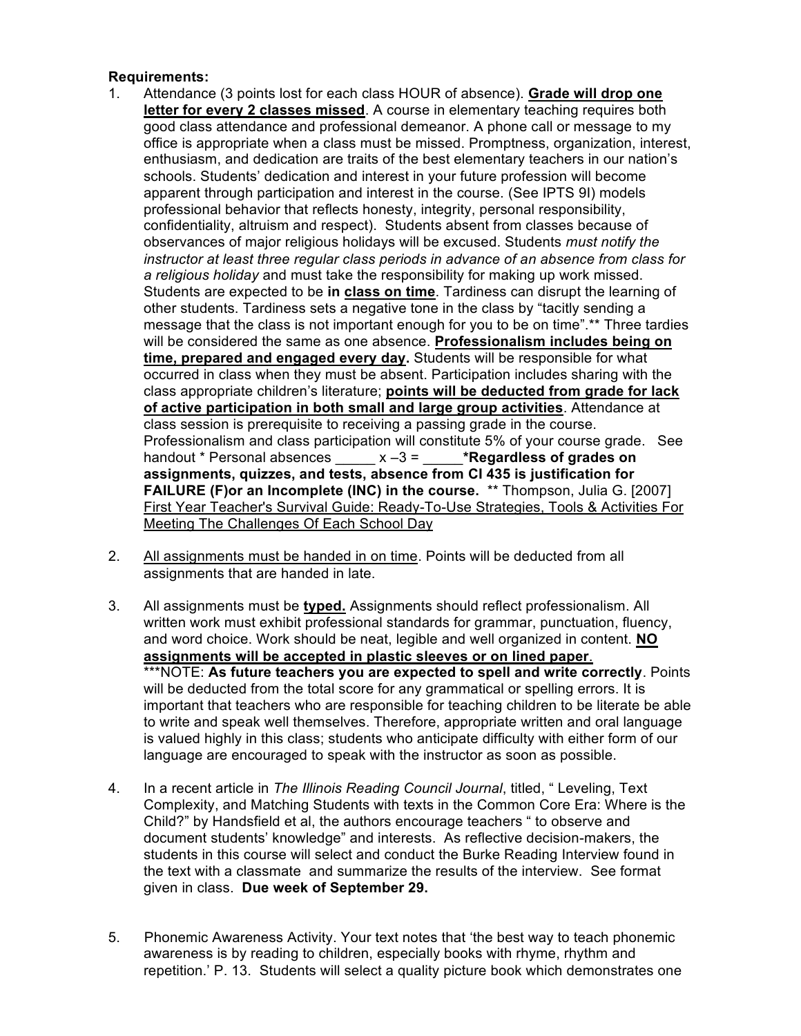**Requirements:**

1. Attendance (3 points lost for each class HOUR of absence). **Grade will drop one letter for every 2 classes missed**. A course in elementary teaching requires both good class attendance and professional demeanor. A phone call or message to my office is appropriate when a class must be missed. Promptness, organization, interest, enthusiasm, and dedication are traits of the best elementary teachers in our nation's schools. Students' dedication and interest in your future profession will become apparent through participation and interest in the course. (See IPTS 9I) models professional behavior that reflects honesty, integrity, personal responsibility, confidentiality, altruism and respect). Students absent from classes because of observances of major religious holidays will be excused. Students *must notify the instructor at least three regular class periods in advance of an absence from class for a religious holiday* and must take the responsibility for making up work missed. Students are expected to be **in class on time**. Tardiness can disrupt the learning of other students. Tardiness sets a negative tone in the class by "tacitly sending a message that the class is not important enough for you to be on time".** Three tardies will be considered the same as one absence. **Professionalism includes being on time, prepared and engaged every day.** Students will be responsible for what occurred in class when they must be absent. Participation includes sharing with the class appropriate children's literature; **points will be deducted from grade for lack of active participation in both small and large group activities**. Attendance at class session is prerequisite to receiving a passing grade in the course. Professionalism and class participation will constitute 5% of your course grade. See handout * Personal absences _____ x –3 = _____ ***Regardless of grades on assignments, quizzes, and tests, absence from CI 435 is justification for FAILURE (F)or an Incomplete (INC) in the course.** ** Thompson, Julia G. [2007] First Year Teacher's Survival Guide: Ready-To-Use Strategies, Tools & Activities For Meeting The Challenges Of Each School Day

2. All assignments must be handed in on time. Points will be deducted from all assignments that are handed in late.

3. All assignments must be **typed.** Assignments should reflect professionalism. All written work must exhibit professional standards for grammar, punctuation, fluency, and word choice. Work should be neat, legible and well organized in content. **NO assignments will be accepted in plastic sleeves or on lined paper**.
   ***NOTE: **As future teachers you are expected to spell and write correctly**. Points will be deducted from the total score for any grammatical or spelling errors. It is important that teachers who are responsible for teaching children to be literate be able to write and speak well themselves. Therefore, appropriate written and oral language is valued highly in this class; students who anticipate difficulty with either form of our language are encouraged to speak with the instructor as soon as possible.

4. In a recent article in *The Illinois Reading Council Journal*, titled, " Leveling, Text Complexity, and Matching Students with texts in the Common Core Era: Where is the Child?" by Handsfield et al, the authors encourage teachers " to observe and document students' knowledge" and interests. As reflective decision-makers, the students in this course will select and conduct the Burke Reading Interview found in the text with a classmate and summarize the results of the interview. See format given in class. **Due week of September 29.**

5. Phonemic Awareness Activity. Your text notes that 'the best way to teach phonemic awareness is by reading to children, especially books with rhyme, rhythm and repetition.' P. 13. Students will select a quality picture book which demonstrates one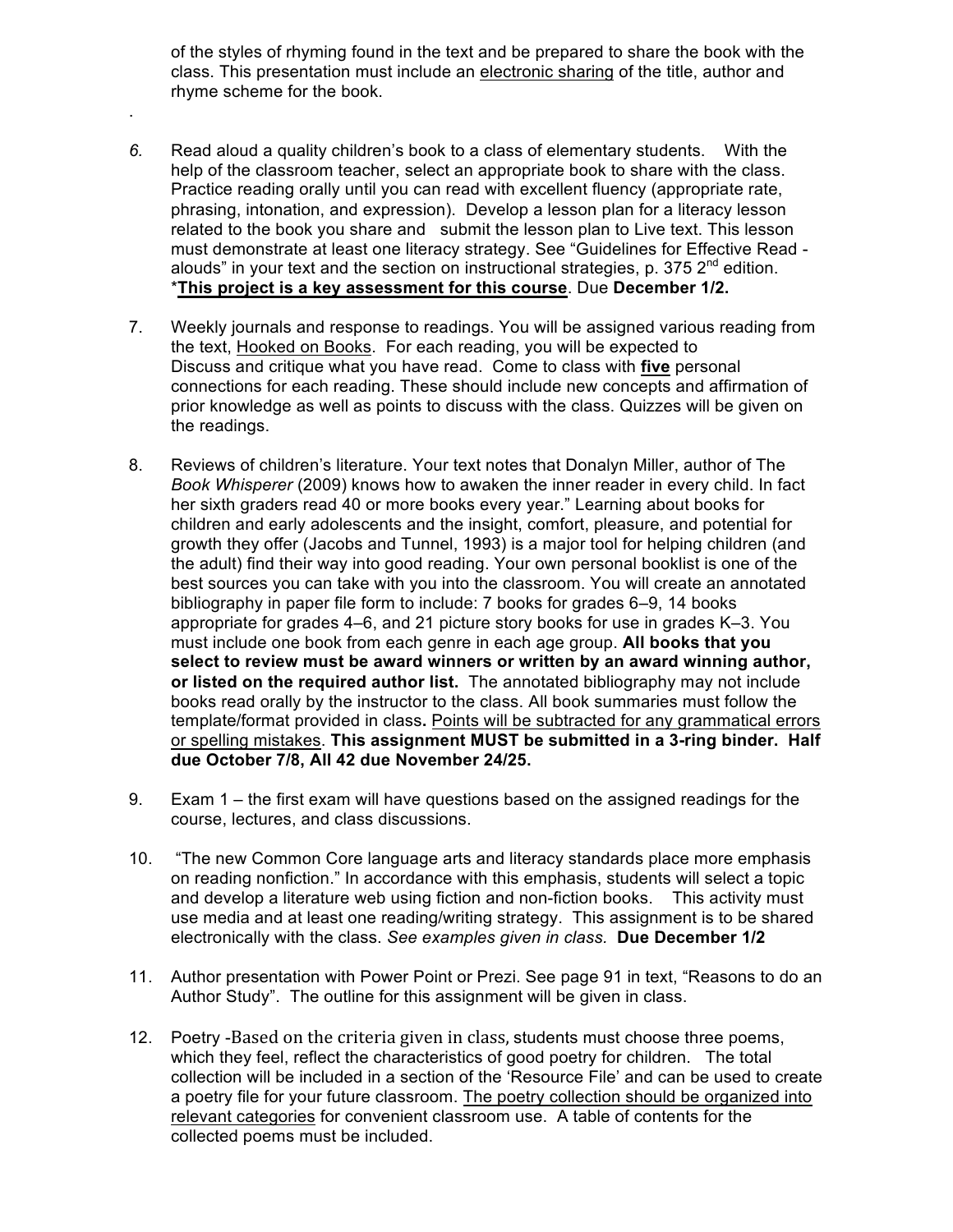of the styles of rhyming found in the text and be prepared to share the book with the class. This presentation must include an <u>electronic sharing</u> of the title, author and rhyme scheme for the book.

.

*6.* Read aloud a quality children's book to a class of elementary students. With the help of the classroom teacher, select an appropriate book to share with the class. Practice reading orally until you can read with excellent fluency (appropriate rate, phrasing, intonation, and expression). Develop a lesson plan for a literacy lesson related to the book you share and submit the lesson plan to Live text. This lesson must demonstrate at least one literacy strategy. See "Guidelines for Effective Read - alouds" in your text and the section on instructional strategies, p. 375 2nd edition. ***<u>This project is a key assessment for this course</u>**. Due **December 1/2.**

7. Weekly journals and response to readings. You will be assigned various reading from the text, <u>Hooked on Books</u>. For each reading, you will be expected to Discuss and critique what you have read. Come to class with **<u>five</u>** personal connections for each reading. These should include new concepts and affirmation of prior knowledge as well as points to discuss with the class. Quizzes will be given on the readings.

8. Reviews of children's literature. Your text notes that Donalyn Miller, author of The *Book Whisperer* (2009) knows how to awaken the inner reader in every child. In fact her sixth graders read 40 or more books every year." Learning about books for children and early adolescents and the insight, comfort, pleasure, and potential for growth they offer (Jacobs and Tunnel, 1993) is a major tool for helping children (and the adult) find their way into good reading. Your own personal booklist is one of the best sources you can take with you into the classroom. You will create an annotated bibliography in paper file form to include: 7 books for grades 6–9, 14 books appropriate for grades 4–6, and 21 picture story books for use in grades K–3. You must include one book from each genre in each age group. **All books that you select to review must be award winners or written by an award winning author, or listed on the required author list.** The annotated bibliography may not include books read orally by the instructor to the class. All book summaries must follow the template/format provided in class**.** <u>Points will be subtracted for any grammatical errors or spelling mistakes</u>. **This assignment MUST be submitted in a 3-ring binder. Half due October 7/8, All 42 due November 24/25.**

9. Exam 1 – the first exam will have questions based on the assigned readings for the course, lectures, and class discussions.

10. "The new Common Core language arts and literacy standards place more emphasis on reading nonfiction." In accordance with this emphasis, students will select a topic and develop a literature web using fiction and non-fiction books. This activity must use media and at least one reading/writing strategy. This assignment is to be shared electronically with the class. *See examples given in class.* **Due December 1/2**

11. Author presentation with Power Point or Prezi. See page 91 in text, "Reasons to do an Author Study". The outline for this assignment will be given in class.

12. Poetry -Based on the criteria given in class*,* students must choose three poems, which they feel, reflect the characteristics of good poetry for children. The total collection will be included in a section of the 'Resource File' and can be used to create a poetry file for your future classroom. <u>The poetry collection should be organized into relevant categories</u> for convenient classroom use. A table of contents for the collected poems must be included.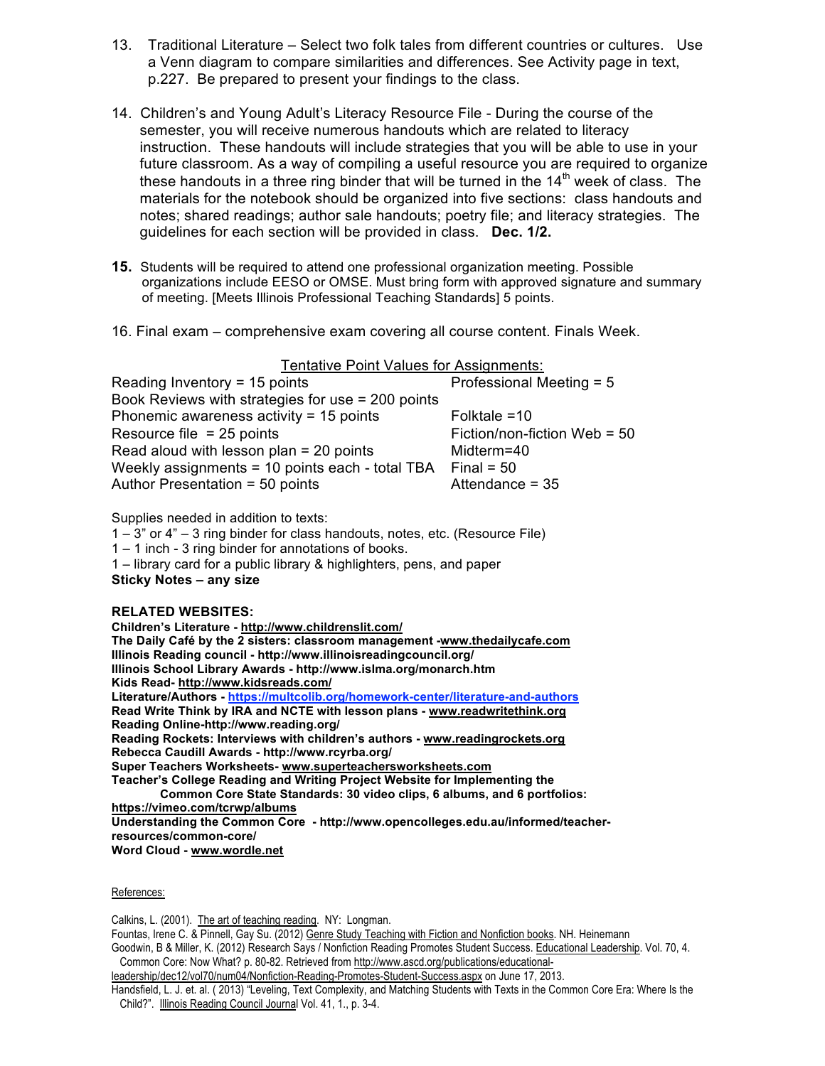13. Traditional Literature – Select two folk tales from different countries or cultures. Use a Venn diagram to compare similarities and differences. See Activity page in text, p.227. Be prepared to present your findings to the class.

14. Children's and Young Adult's Literacy Resource File - During the course of the semester, you will receive numerous handouts which are related to literacy instruction. These handouts will include strategies that you will be able to use in your future classroom. As a way of compiling a useful resource you are required to organize these handouts in a three ring binder that will be turned in the 14th week of class. The materials for the notebook should be organized into five sections: class handouts and notes; shared readings; author sale handouts; poetry file; and literacy strategies. The guidelines for each section will be provided in class. **Dec. 1/2.**

**15.** Students will be required to attend one professional organization meeting. Possible organizations include EESO or OMSE. Must bring form with approved signature and summary of meeting. [Meets Illinois Professional Teaching Standards] 5 points.

16. Final exam – comprehensive exam covering all course content. Finals Week.

Tentative Point Values for Assignments:

| | |
|---|---|
| Reading Inventory = 15 points | Professional Meeting = 5 |
| Book Reviews with strategies for use = 200 points | |
| Phonemic awareness activity = 15 points | Folktale =10 |
| Resource file = 25 points | Fiction/non-fiction Web = 50 |
| Read aloud with lesson plan = 20 points | Midterm=40 |
| Weekly assignments = 10 points each - total TBA | Final = 50 |
| Author Presentation = 50 points | Attendance = 35 |

Supplies needed in addition to texts:

1 – 3" or 4" – 3 ring binder for class handouts, notes, etc. (Resource File)
1 – 1 inch - 3 ring binder for annotations of books.
1 – library card for a public library & highlighters, pens, and paper
**Sticky Notes – any size**

**RELATED WEBSITES:**

**Children's Literature - http://www.childrenslit.com/**
**The Daily Café by the 2 sisters: classroom management -www.thedailycafe.com**
**Illinois Reading council - http://www.illinoisreadingcouncil.org/**
**Illinois School Library Awards - http://www.islma.org/monarch.htm**
**Kids Read- http://www.kidsreads.com/**
**Literature/Authors - https://multcolib.org/homework-center/literature-and-authors**
**Read Write Think by IRA and NCTE with lesson plans - www.readwritethink.org**
**Reading Online-http://www.reading.org/**
**Reading Rockets: Interviews with children's authors - www.readingrockets.org**
**Rebecca Caudill Awards - http://www.rcyrba.org/**
**Super Teachers Worksheets- www.superteachersworksheets.com**
**Teacher's College Reading and Writing Project Website for Implementing the Common Core State Standards: 30 video clips, 6 albums, and 6 portfolios: https://vimeo.com/tcrwp/albums**
**Understanding the Common Core - http://www.opencolleges.edu.au/informed/teacher-resources/common-core/**
**Word Cloud - www.wordle.net**

References:

Calkins, L. (2001). The art of teaching reading. NY: Longman.

Fountas, Irene C. & Pinnell, Gay Su. (2012) Genre Study Teaching with Fiction and Nonfiction books. NH. Heinemann

Goodwin, B & Miller, K. (2012) Research Says / Nonfiction Reading Promotes Student Success. Educational Leadership. Vol. 70, 4. Common Core: Now What? p. 80-82. Retrieved from http://www.ascd.org/publications/educational-leadership/dec12/vol70/num04/Nonfiction-Reading-Promotes-Student-Success.aspx on June 17, 2013.

Handsfield, L. J. et. al. ( 2013) "Leveling, Text Complexity, and Matching Students with Texts in the Common Core Era: Where Is the Child?". Illinois Reading Council Journal Vol. 41, 1., p. 3-4.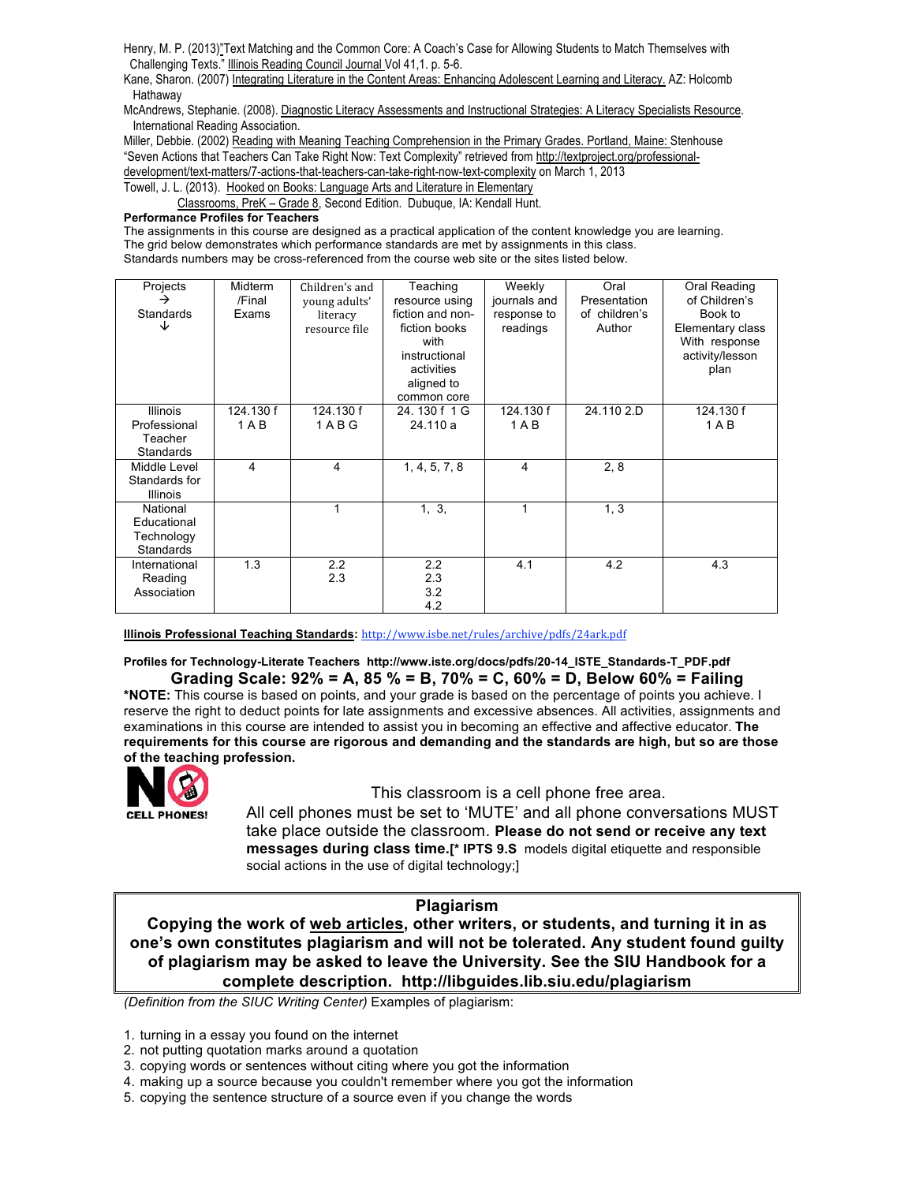Henry, M. P. (2013)"Text Matching and the Common Core: A Coach's Case for Allowing Students to Match Themselves with Challenging Texts." Illinois Reading Council Journal Vol 41,1. p. 5-6.

Kane, Sharon. (2007) Integrating Literature in the Content Areas: Enhancing Adolescent Learning and Literacy. AZ: Holcomb Hathaway

McAndrews, Stephanie. (2008). Diagnostic Literacy Assessments and Instructional Strategies: A Literacy Specialists Resource. International Reading Association.

Miller, Debbie. (2002) Reading with Meaning Teaching Comprehension in the Primary Grades. Portland, Maine: Stenhouse

"Seven Actions that Teachers Can Take Right Now: Text Complexity" retrieved from http://textproject.org/professional-development/text-matters/7-actions-that-teachers-can-take-right-now-text-complexity on March 1, 2013

Towell, J. L. (2013). Hooked on Books: Language Arts and Literature in Elementary Classrooms, PreK – Grade 8, Second Edition. Dubuque, IA: Kendall Hunt.

**Performance Profiles for Teachers**

The assignments in this course are designed as a practical application of the content knowledge you are learning. The grid below demonstrates which performance standards are met by assignments in this class. Standards numbers may be cross-referenced from the course web site or the sites listed below.

| Projects → Standards ↓ | Midterm /Final Exams | Children's and young adults' literacy resource file | Teaching resource using fiction and non-fiction books with instructional activities aligned to common core | Weekly journals and response to readings | Oral Presentation of children's Author | Oral Reading of Children's Book to Elementary class With response activity/lesson plan |
|---|---|---|---|---|---|---|
| Illinois Professional Teacher Standards | 124.130 f 1 A B | 124.130 f 1 A B G | 24. 130 f 1 G 24.110 a | 124.130 f 1 A B | 24.110 2.D | 124.130 f 1 A B |
| Middle Level Standards for Illinois | 4 | 4 | 1, 4, 5, 7, 8 | 4 | 2, 8 | |
| National Educational Technology Standards | | 1 | 1, 3, | 1 | 1, 3 | |
| International Reading Association | 1.3 | 2.2 2.3 | 2.2 2.3 3.2 4.2 | 4.1 | 4.2 | 4.3 |

**Illinois Professional Teaching Standards:** http://www.isbe.net/rules/archive/pdfs/24ark.pdf

**Profiles for Technology-Literate Teachers http://www.iste.org/docs/pdfs/20-14_ISTE_Standards-T_PDF.pdf**

**Grading Scale: 92% = A, 85 % = B, 70% = C, 60% = D, Below 60% = Failing**

***NOTE:** This course is based on points, and your grade is based on the percentage of points you achieve. I reserve the right to deduct points for late assignments and excessive absences. All activities, assignments and examinations in this course are intended to assist you in becoming an effective and affective educator. **The requirements for this course are rigorous and demanding and the standards are high, but so are those of the teaching profession.**

NO CELL PHONES!

This classroom is a cell phone free area.

All cell phones must be set to 'MUTE' and all phone conversations MUST take place outside the classroom. **Please do not send or receive any text messages during class time.**[* **IPTS 9.S** models digital etiquette and responsible social actions in the use of digital technology;]

**Plagiarism**

**Copying the work of web articles, other writers, or students, and turning it in as one's own constitutes plagiarism and will not be tolerated. Any student found guilty of plagiarism may be asked to leave the University. See the SIU Handbook for a complete description. http://libguides.lib.siu.edu/plagiarism**

*(Definition from the SIUC Writing Center)* Examples of plagiarism:

1. turning in a essay you found on the internet
2. not putting quotation marks around a quotation
3. copying words or sentences without citing where you got the information
4. making up a source because you couldn't remember where you got the information
5. copying the sentence structure of a source even if you change the words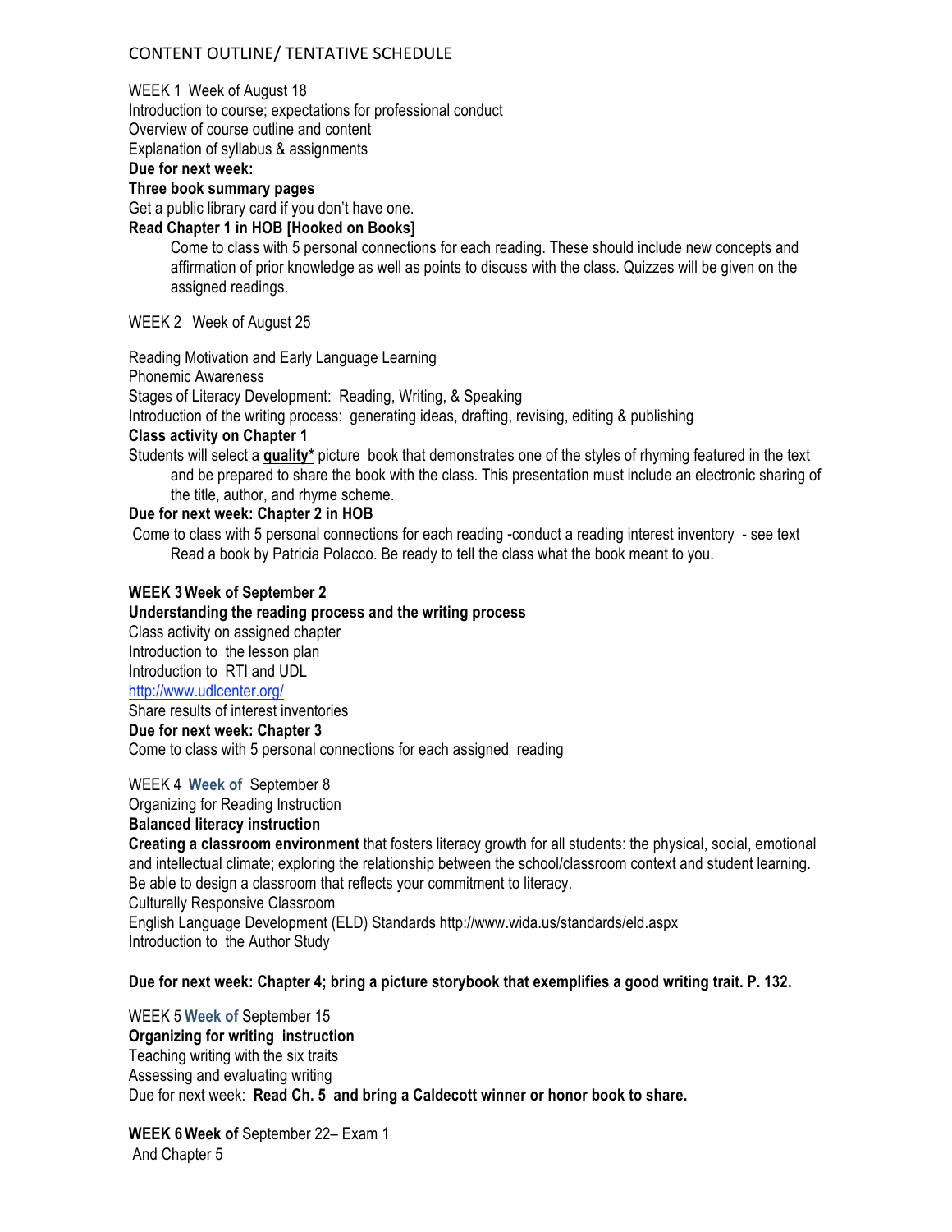CONTENT OUTLINE/ TENTATIVE SCHEDULE

WEEK 1 Week of August 18

Introduction to course; expectations for professional conduct

Overview of course outline and content

Explanation of syllabus & assignments

**Due for next week:**

**Three book summary pages**

Get a public library card if you don't have one.

**Read Chapter 1 in HOB [Hooked on Books]**

Come to class with 5 personal connections for each reading. These should include new concepts and affirmation of prior knowledge as well as points to discuss with the class. Quizzes will be given on the assigned readings.

WEEK 2 Week of August 25

Reading Motivation and Early Language Learning

Phonemic Awareness

Stages of Literacy Development: Reading, Writing, & Speaking

Introduction of the writing process: generating ideas, drafting, revising, editing & publishing

**Class activity on Chapter 1**

Students will select a **quality*** picture book that demonstrates one of the styles of rhyming featured in the text and be prepared to share the book with the class. This presentation must include an electronic sharing of the title, author, and rhyme scheme.

**Due for next week: Chapter 2 in HOB**

Come to class with 5 personal connections for each reading **-**conduct a reading interest inventory - see text

Read a book by Patricia Polacco. Be ready to tell the class what the book meant to you.

**WEEK 3 Week of September 2**

**Understanding the reading process and the writing process**

Class activity on assigned chapter

Introduction to the lesson plan

Introduction to RTI and UDL

http://www.udlcenter.org/

Share results of interest inventories

**Due for next week: Chapter 3**

Come to class with 5 personal connections for each assigned reading

WEEK 4 **Week of** September 8

Organizing for Reading Instruction

**Balanced literacy instruction**

**Creating a classroom environment** that fosters literacy growth for all students: the physical, social, emotional and intellectual climate; exploring the relationship between the school/classroom context and student learning. Be able to design a classroom that reflects your commitment to literacy.

Culturally Responsive Classroom

English Language Development (ELD) Standards http://www.wida.us/standards/eld.aspx

Introduction to the Author Study

**Due for next week: Chapter 4; bring a picture storybook that exemplifies a good writing trait. P. 132.**

WEEK 5 **Week of** September 15

**Organizing for writing instruction**

Teaching writing with the six traits

Assessing and evaluating writing

Due for next week: **Read Ch. 5 and bring a Caldecott winner or honor book to share.**

**WEEK 6 Week of** September 22– Exam 1

And Chapter 5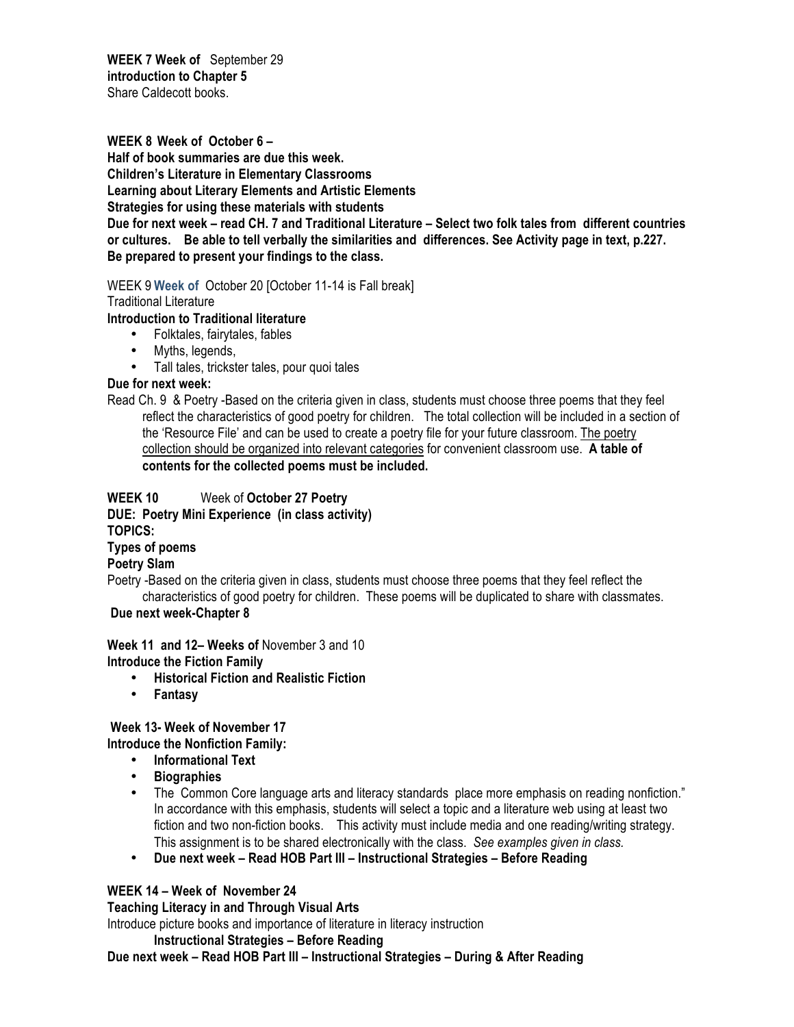**WEEK 7 Week of** September 29
**introduction to Chapter 5**
Share Caldecott books.

**WEEK 8 Week of October 6 –**
**Half of book summaries are due this week.**
**Children's Literature in Elementary Classrooms**
**Learning about Literary Elements and Artistic Elements**
**Strategies for using these materials with students**
**Due for next week – read CH. 7 and Traditional Literature – Select two folk tales from different countries or cultures. Be able to tell verbally the similarities and differences. See Activity page in text, p.227. Be prepared to present your findings to the class.**

WEEK 9 **Week of** October 20 [October 11-14 is Fall break]
Traditional Literature
**Introduction to Traditional literature**

- Folktales, fairytales, fables
- Myths, legends,
- Tall tales, trickster tales, pour quoi tales

**Due for next week:**
Read Ch. 9 & Poetry -Based on the criteria given in class, students must choose three poems that they feel reflect the characteristics of good poetry for children. The total collection will be included in a section of the 'Resource File' and can be used to create a poetry file for your future classroom. <u>The poetry collection should be organized into relevant categories</u> for convenient classroom use. **A table of contents for the collected poems must be included.**

**WEEK 10** Week of **October 27 Poetry**
**DUE: Poetry Mini Experience (in class activity)**
**TOPICS:**
**Types of poems**
**Poetry Slam**
Poetry -Based on the criteria given in class, students must choose three poems that they feel reflect the characteristics of good poetry for children. These poems will be duplicated to share with classmates.
**Due next week-Chapter 8**

**Week 11 and 12– Weeks of** November 3 and 10
**Introduce the Fiction Family**

- **Historical Fiction and Realistic Fiction**
- **Fantasy**

**Week 13- Week of November 17**
**Introduce the Nonfiction Family:**

- **Informational Text**
- **Biographies**
- The Common Core language arts and literacy standards place more emphasis on reading nonfiction." In accordance with this emphasis, students will select a topic and a literature web using at least two fiction and two non-fiction books. This activity must include media and one reading/writing strategy. This assignment is to be shared electronically with the class. *See examples given in class.*
- **Due next week – Read HOB Part III – Instructional Strategies – Before Reading**

**WEEK 14 – Week of November 24**
**Teaching Literacy in and Through Visual Arts**
Introduce picture books and importance of literature in literacy instruction
**Instructional Strategies – Before Reading**
**Due next week – Read HOB Part III – Instructional Strategies – During & After Reading**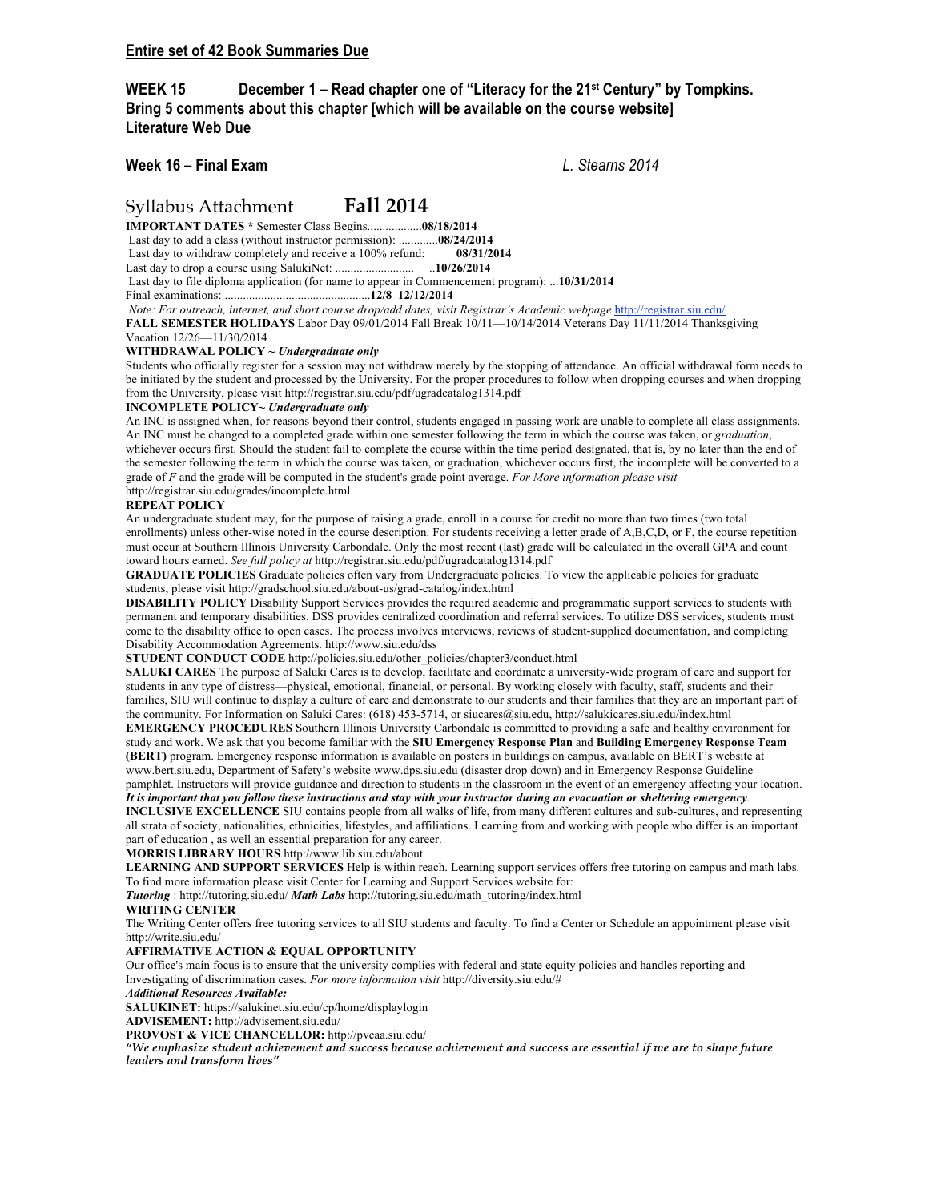**Entire set of 42 Book Summaries Due**

**WEEK 15 December 1 – Read chapter one of "Literacy for the 21st Century" by Tompkins. Bring 5 comments about this chapter [which will be available on the course website] Literature Web Due**

**Week 16 – Final Exam**

*L. Stearns 2014*

## Syllabus Attachment **Fall 2014**

**IMPORTANT DATES *** Semester Class Begins..................**08/18/2014**
Last day to add a class (without instructor permission): ............**08/24/2014**
Last day to withdraw completely and receive a 100% refund: **08/31/2014**
Last day to drop a course using SalukiNet: .......................... ..**10/26/2014**
Last day to file diploma application (for name to appear in Commencement program): ...**10/31/2014**
Final examinations: ................................................**12/8–12/12/2014**
*Note: For outreach, internet, and short course drop/add dates, visit Registrar's Academic webpage* http://registrar.siu.edu/

**FALL SEMESTER HOLIDAYS** Labor Day 09/01/2014 Fall Break 10/11—10/14/2014 Veterans Day 11/11/2014 Thanksgiving Vacation 12/26—11/30/2014

**WITHDRAWAL POLICY ~** ***Undergraduate only***
Students who officially register for a session may not withdraw merely by the stopping of attendance. An official withdrawal form needs to be initiated by the student and processed by the University. For the proper procedures to follow when dropping courses and when dropping from the University, please visit http://registrar.siu.edu/pdf/ugradcatalog1314.pdf

**INCOMPLETE POLICY~** ***Undergraduate only***
An INC is assigned when, for reasons beyond their control, students engaged in passing work are unable to complete all class assignments. An INC must be changed to a completed grade within one semester following the term in which the course was taken, or *graduation*, whichever occurs first. Should the student fail to complete the course within the time period designated, that is, by no later than the end of the semester following the term in which the course was taken, or graduation, whichever occurs first, the incomplete will be converted to a grade of *F* and the grade will be computed in the student's grade point average. *For More information please visit* http://registrar.siu.edu/grades/incomplete.html

**REPEAT POLICY**
An undergraduate student may, for the purpose of raising a grade, enroll in a course for credit no more than two times (two total enrollments) unless other-wise noted in the course description. For students receiving a letter grade of A,B,C,D, or F, the course repetition must occur at Southern Illinois University Carbondale. Only the most recent (last) grade will be calculated in the overall GPA and count toward hours earned. *See full policy at* http://registrar.siu.edu/pdf/ugradcatalog1314.pdf

**GRADUATE POLICIES** Graduate policies often vary from Undergraduate policies. To view the applicable policies for graduate students, please visit http://gradschool.siu.edu/about-us/grad-catalog/index.html

**DISABILITY POLICY** Disability Support Services provides the required academic and programmatic support services to students with permanent and temporary disabilities. DSS provides centralized coordination and referral services. To utilize DSS services, students must come to the disability office to open cases. The process involves interviews, reviews of student-supplied documentation, and completing Disability Accommodation Agreements. http://www.siu.edu/dss

**STUDENT CONDUCT CODE** http://policies.siu.edu/other_policies/chapter3/conduct.html

**SALUKI CARES** The purpose of Saluki Cares is to develop, facilitate and coordinate a university-wide program of care and support for students in any type of distress—physical, emotional, financial, or personal. By working closely with faculty, staff, students and their families, SIU will continue to display a culture of care and demonstrate to our students and their families that they are an important part of the community. For Information on Saluki Cares: (618) 453-5714, or siucares@siu.edu, http://salukicares.siu.edu/index.html

**EMERGENCY PROCEDURES** Southern Illinois University Carbondale is committed to providing a safe and healthy environment for study and work. We ask that you become familiar with the **SIU Emergency Response Plan** and **Building Emergency Response Team (BERT)** program. Emergency response information is available on posters in buildings on campus, available on BERT's website at www.bert.siu.edu, Department of Safety's website www.dps.siu.edu (disaster drop down) and in Emergency Response Guideline pamphlet. Instructors will provide guidance and direction to students in the classroom in the event of an emergency affecting your location. ***It is important that you follow these instructions and stay with your instructor during an evacuation or sheltering emergency***.

**INCLUSIVE EXCELLENCE** SIU contains people from all walks of life, from many different cultures and sub-cultures, and representing all strata of society, nationalities, ethnicities, lifestyles, and affiliations. Learning from and working with people who differ is an important part of education , as well an essential preparation for any career.

**MORRIS LIBRARY HOURS** http://www.lib.siu.edu/about

**LEARNING AND SUPPORT SERVICES** Help is within reach. Learning support services offers free tutoring on campus and math labs. To find more information please visit Center for Learning and Support Services website for:
***Tutoring*** : http://tutoring.siu.edu/ ***Math Labs*** http://tutoring.siu.edu/math_tutoring/index.html

**WRITING CENTER**
The Writing Center offers free tutoring services to all SIU students and faculty. To find a Center or Schedule an appointment please visit http://write.siu.edu/

**AFFIRMATIVE ACTION & EQUAL OPPORTUNITY**
Our office's main focus is to ensure that the university complies with federal and state equity policies and handles reporting and Investigating of discrimination cases. *For more information visit* http://diversity.siu.edu/#

***Additional Resources Available:***
**SALUKINET:** https://salukinet.siu.edu/cp/home/displaylogin
**ADVISEMENT:** http://advisement.siu.edu/
**PROVOST & VICE CHANCELLOR:** http://pvcaa.siu.edu/

***"We emphasize student achievement and success because achievement and success are essential if we are to shape future leaders and transform lives"***